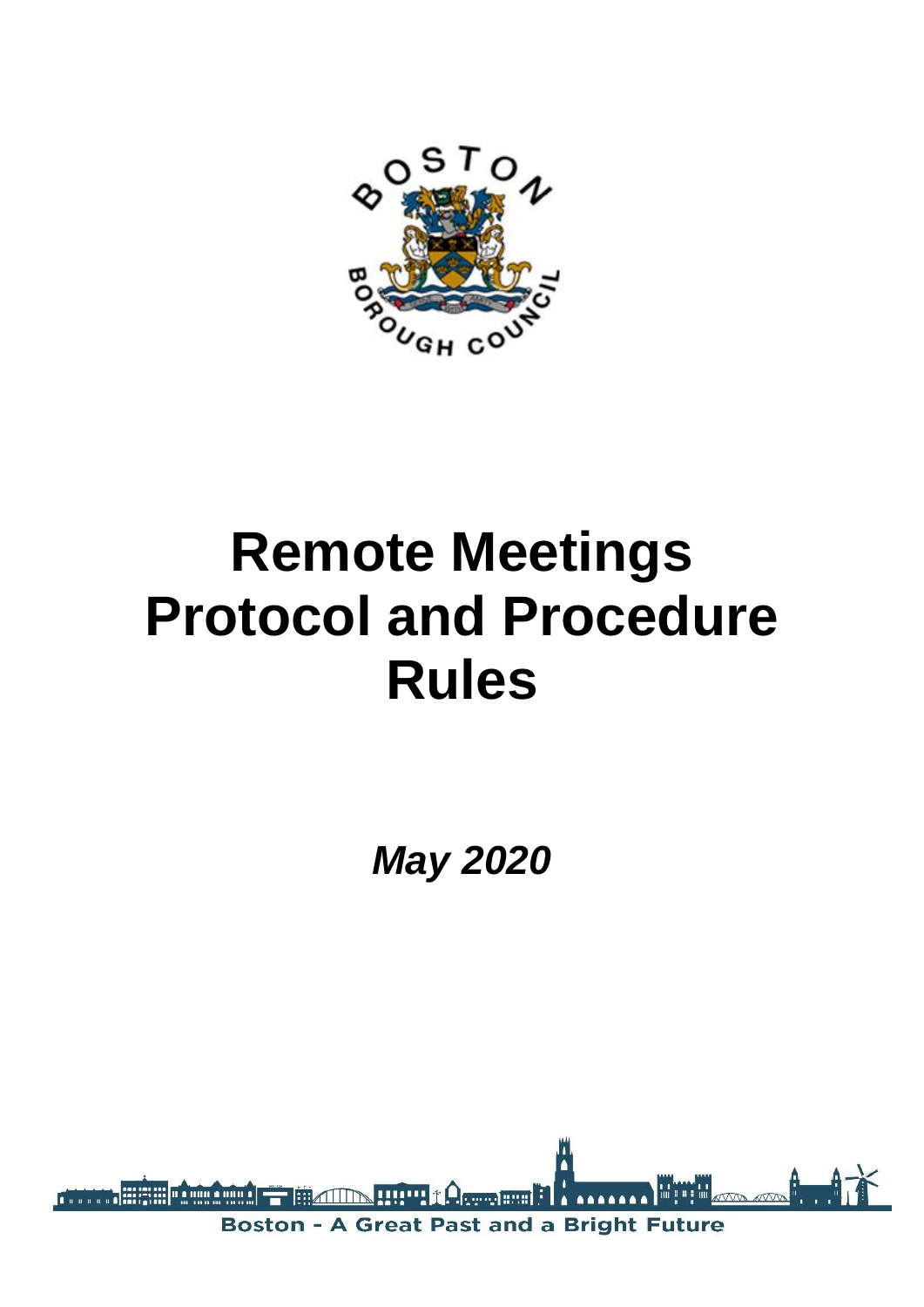# Remote Meetings Protocol and Procedure Rules

***May 2020***

Boston - A Great Past and a Bright Future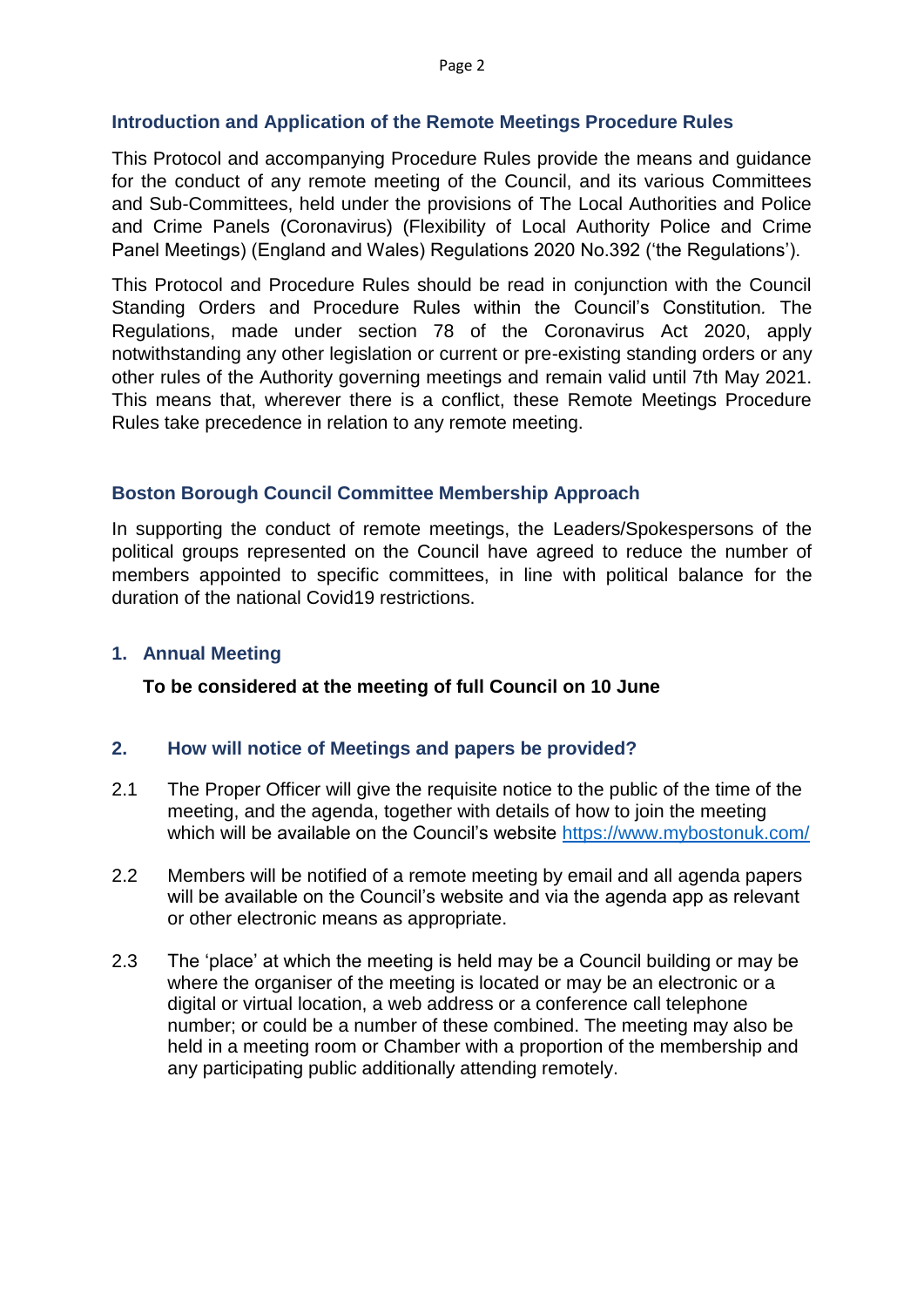## Introduction and Application of the Remote Meetings Procedure Rules

This Protocol and accompanying Procedure Rules provide the means and guidance for the conduct of any remote meeting of the Council, and its various Committees and Sub-Committees, held under the provisions of The Local Authorities and Police and Crime Panels (Coronavirus) (Flexibility of Local Authority Police and Crime Panel Meetings) (England and Wales) Regulations 2020 No.392 ('the Regulations').

This Protocol and Procedure Rules should be read in conjunction with the Council Standing Orders and Procedure Rules within the Council's Constitution. The Regulations, made under section 78 of the Coronavirus Act 2020, apply notwithstanding any other legislation or current or pre-existing standing orders or any other rules of the Authority governing meetings and remain valid until 7th May 2021. This means that, wherever there is a conflict, these Remote Meetings Procedure Rules take precedence in relation to any remote meeting.

## Boston Borough Council Committee Membership Approach

In supporting the conduct of remote meetings, the Leaders/Spokespersons of the political groups represented on the Council have agreed to reduce the number of members appointed to specific committees, in line with political balance for the duration of the national Covid19 restrictions.

## 1. Annual Meeting

**To be considered at the meeting of full Council on 10 June**

## 2. How will notice of Meetings and papers be provided?

2.1 The Proper Officer will give the requisite notice to the public of the time of the meeting, and the agenda, together with details of how to join the meeting which will be available on the Council's website https://www.mybostonuk.com/

2.2 Members will be notified of a remote meeting by email and all agenda papers will be available on the Council's website and via the agenda app as relevant or other electronic means as appropriate.

2.3 The 'place' at which the meeting is held may be a Council building or may be where the organiser of the meeting is located or may be an electronic or a digital or virtual location, a web address or a conference call telephone number; or could be a number of these combined. The meeting may also be held in a meeting room or Chamber with a proportion of the membership and any participating public additionally attending remotely.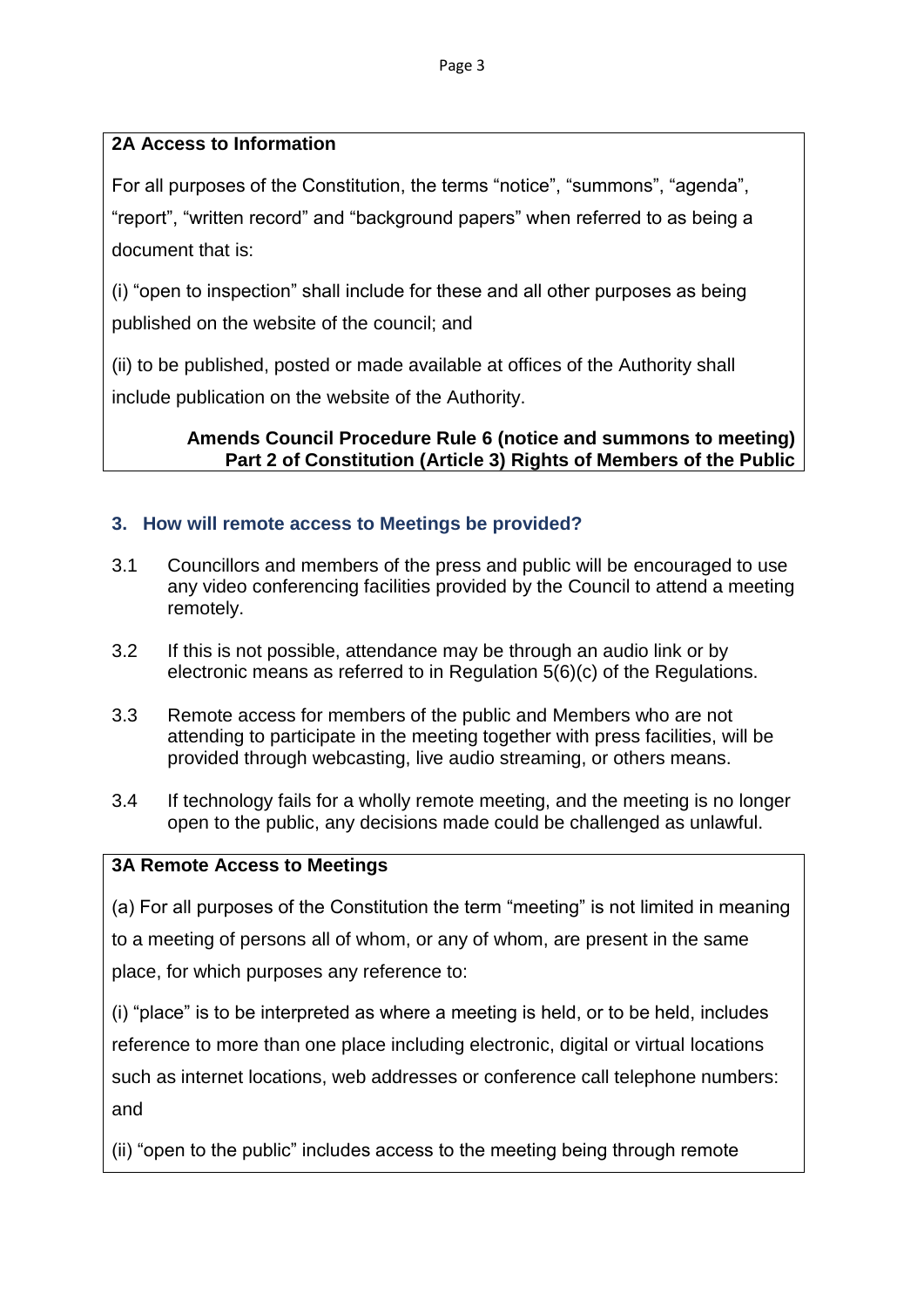**2A Access to Information**

For all purposes of the Constitution, the terms "notice", "summons", "agenda", "report", "written record" and "background papers" when referred to as being a document that is:

(i) "open to inspection" shall include for these and all other purposes as being published on the website of the council; and

(ii) to be published, posted or made available at offices of the Authority shall include publication on the website of the Authority.

**Amends Council Procedure Rule 6 (notice and summons to meeting) Part 2 of Constitution (Article 3) Rights of Members of the Public**

## 3. How will remote access to Meetings be provided?

3.1 Councillors and members of the press and public will be encouraged to use any video conferencing facilities provided by the Council to attend a meeting remotely.

3.2 If this is not possible, attendance may be through an audio link or by electronic means as referred to in Regulation 5(6)(c) of the Regulations.

3.3 Remote access for members of the public and Members who are not attending to participate in the meeting together with press facilities, will be provided through webcasting, live audio streaming, or others means.

3.4 If technology fails for a wholly remote meeting, and the meeting is no longer open to the public, any decisions made could be challenged as unlawful.

**3A Remote Access to Meetings**

(a) For all purposes of the Constitution the term "meeting" is not limited in meaning to a meeting of persons all of whom, or any of whom, are present in the same place, for which purposes any reference to:

(i) "place" is to be interpreted as where a meeting is held, or to be held, includes reference to more than one place including electronic, digital or virtual locations such as internet locations, web addresses or conference call telephone numbers: and

(ii) "open to the public" includes access to the meeting being through remote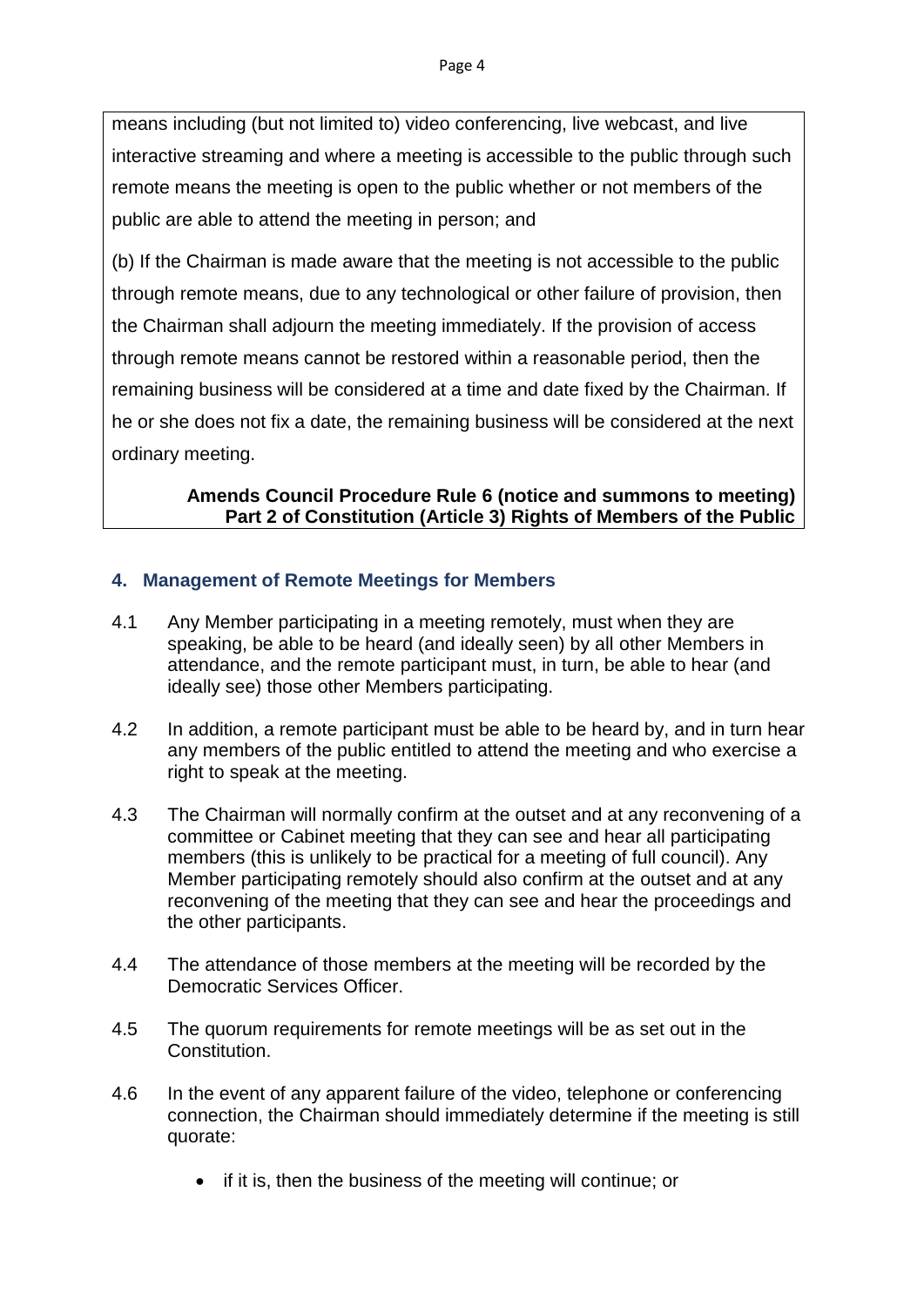means including (but not limited to) video conferencing, live webcast, and live interactive streaming and where a meeting is accessible to the public through such remote means the meeting is open to the public whether or not members of the public are able to attend the meeting in person; and

(b) If the Chairman is made aware that the meeting is not accessible to the public through remote means, due to any technological or other failure of provision, then the Chairman shall adjourn the meeting immediately. If the provision of access through remote means cannot be restored within a reasonable period, then the remaining business will be considered at a time and date fixed by the Chairman. If he or she does not fix a date, the remaining business will be considered at the next ordinary meeting.

**Amends Council Procedure Rule 6 (notice and summons to meeting) Part 2 of Constitution (Article 3) Rights of Members of the Public**

## 4. Management of Remote Meetings for Members

4.1 Any Member participating in a meeting remotely, must when they are speaking, be able to be heard (and ideally seen) by all other Members in attendance, and the remote participant must, in turn, be able to hear (and ideally see) those other Members participating.

4.2 In addition, a remote participant must be able to be heard by, and in turn hear any members of the public entitled to attend the meeting and who exercise a right to speak at the meeting.

4.3 The Chairman will normally confirm at the outset and at any reconvening of a committee or Cabinet meeting that they can see and hear all participating members (this is unlikely to be practical for a meeting of full council). Any Member participating remotely should also confirm at the outset and at any reconvening of the meeting that they can see and hear the proceedings and the other participants.

4.4 The attendance of those members at the meeting will be recorded by the Democratic Services Officer.

4.5 The quorum requirements for remote meetings will be as set out in the Constitution.

4.6 In the event of any apparent failure of the video, telephone or conferencing connection, the Chairman should immediately determine if the meeting is still quorate:

- if it is, then the business of the meeting will continue; or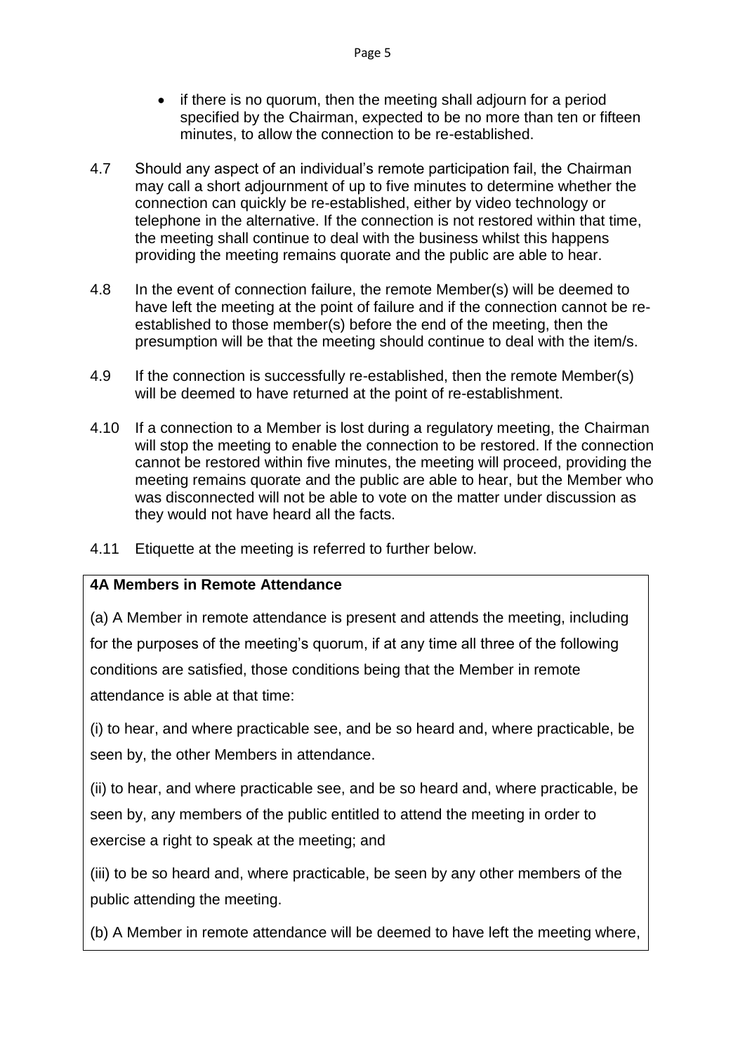- if there is no quorum, then the meeting shall adjourn for a period specified by the Chairman, expected to be no more than ten or fifteen minutes, to allow the connection to be re-established.

4.7 Should any aspect of an individual's remote participation fail, the Chairman may call a short adjournment of up to five minutes to determine whether the connection can quickly be re-established, either by video technology or telephone in the alternative. If the connection is not restored within that time, the meeting shall continue to deal with the business whilst this happens providing the meeting remains quorate and the public are able to hear.

4.8 In the event of connection failure, the remote Member(s) will be deemed to have left the meeting at the point of failure and if the connection cannot be re-established to those member(s) before the end of the meeting, then the presumption will be that the meeting should continue to deal with the item/s.

4.9 If the connection is successfully re-established, then the remote Member(s) will be deemed to have returned at the point of re-establishment.

4.10 If a connection to a Member is lost during a regulatory meeting, the Chairman will stop the meeting to enable the connection to be restored. If the connection cannot be restored within five minutes, the meeting will proceed, providing the meeting remains quorate and the public are able to hear, but the Member who was disconnected will not be able to vote on the matter under discussion as they would not have heard all the facts.

4.11 Etiquette at the meeting is referred to further below.

**4A Members in Remote Attendance**

(a) A Member in remote attendance is present and attends the meeting, including for the purposes of the meeting's quorum, if at any time all three of the following conditions are satisfied, those conditions being that the Member in remote attendance is able at that time:

(i) to hear, and where practicable see, and be so heard and, where practicable, be seen by, the other Members in attendance.

(ii) to hear, and where practicable see, and be so heard and, where practicable, be seen by, any members of the public entitled to attend the meeting in order to exercise a right to speak at the meeting; and

(iii) to be so heard and, where practicable, be seen by any other members of the public attending the meeting.

(b) A Member in remote attendance will be deemed to have left the meeting where,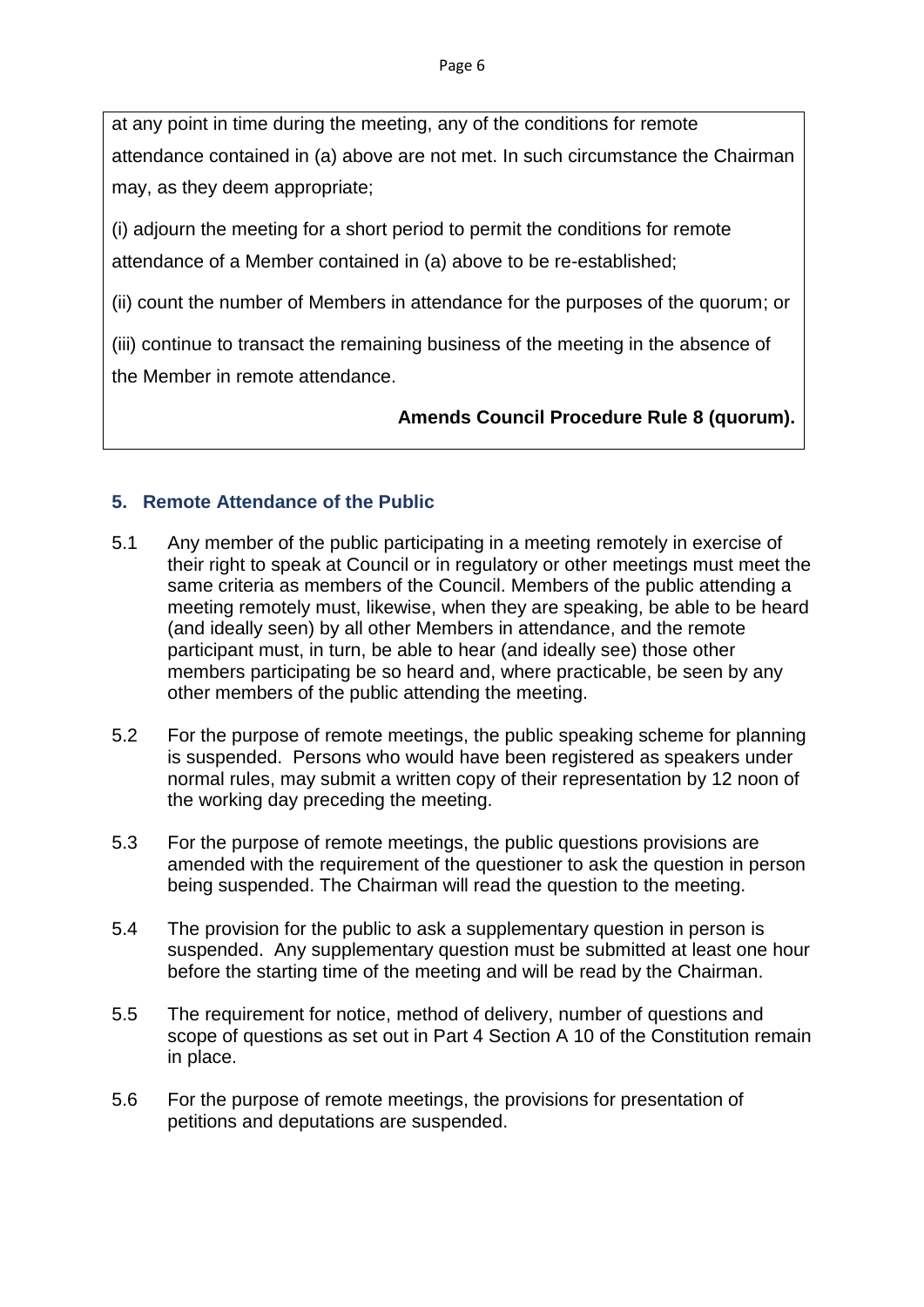at any point in time during the meeting, any of the conditions for remote attendance contained in (a) above are not met. In such circumstance the Chairman may, as they deem appropriate;

(i) adjourn the meeting for a short period to permit the conditions for remote attendance of a Member contained in (a) above to be re-established;

(ii) count the number of Members in attendance for the purposes of the quorum; or

(iii) continue to transact the remaining business of the meeting in the absence of the Member in remote attendance.

**Amends Council Procedure Rule 8 (quorum).**

## 5. Remote Attendance of the Public

5.1 Any member of the public participating in a meeting remotely in exercise of their right to speak at Council or in regulatory or other meetings must meet the same criteria as members of the Council. Members of the public attending a meeting remotely must, likewise, when they are speaking, be able to be heard (and ideally seen) by all other Members in attendance, and the remote participant must, in turn, be able to hear (and ideally see) those other members participating be so heard and, where practicable, be seen by any other members of the public attending the meeting.

5.2 For the purpose of remote meetings, the public speaking scheme for planning is suspended. Persons who would have been registered as speakers under normal rules, may submit a written copy of their representation by 12 noon of the working day preceding the meeting.

5.3 For the purpose of remote meetings, the public questions provisions are amended with the requirement of the questioner to ask the question in person being suspended. The Chairman will read the question to the meeting.

5.4 The provision for the public to ask a supplementary question in person is suspended. Any supplementary question must be submitted at least one hour before the starting time of the meeting and will be read by the Chairman.

5.5 The requirement for notice, method of delivery, number of questions and scope of questions as set out in Part 4 Section A 10 of the Constitution remain in place.

5.6 For the purpose of remote meetings, the provisions for presentation of petitions and deputations are suspended.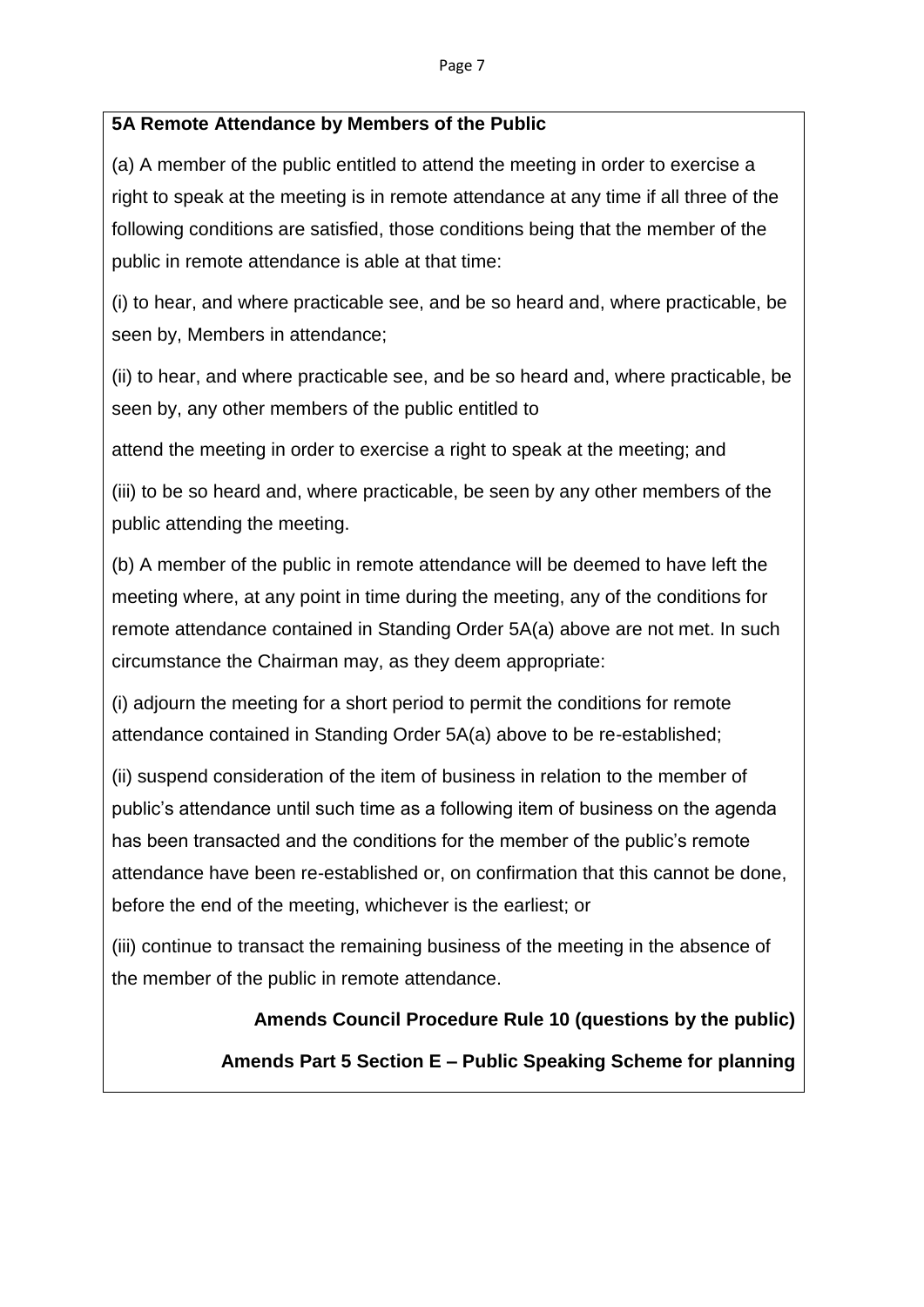**5A Remote Attendance by Members of the Public**

(a) A member of the public entitled to attend the meeting in order to exercise a right to speak at the meeting is in remote attendance at any time if all three of the following conditions are satisfied, those conditions being that the member of the public in remote attendance is able at that time:

(i) to hear, and where practicable see, and be so heard and, where practicable, be seen by, Members in attendance;

(ii) to hear, and where practicable see, and be so heard and, where practicable, be seen by, any other members of the public entitled to

attend the meeting in order to exercise a right to speak at the meeting; and

(iii) to be so heard and, where practicable, be seen by any other members of the public attending the meeting.

(b) A member of the public in remote attendance will be deemed to have left the meeting where, at any point in time during the meeting, any of the conditions for remote attendance contained in Standing Order 5A(a) above are not met. In such circumstance the Chairman may, as they deem appropriate:

(i) adjourn the meeting for a short period to permit the conditions for remote attendance contained in Standing Order 5A(a) above to be re-established;

(ii) suspend consideration of the item of business in relation to the member of public's attendance until such time as a following item of business on the agenda has been transacted and the conditions for the member of the public's remote attendance have been re-established or, on confirmation that this cannot be done, before the end of the meeting, whichever is the earliest; or

(iii) continue to transact the remaining business of the meeting in the absence of the member of the public in remote attendance.

**Amends Council Procedure Rule 10 (questions by the public)**

**Amends Part 5 Section E – Public Speaking Scheme for planning**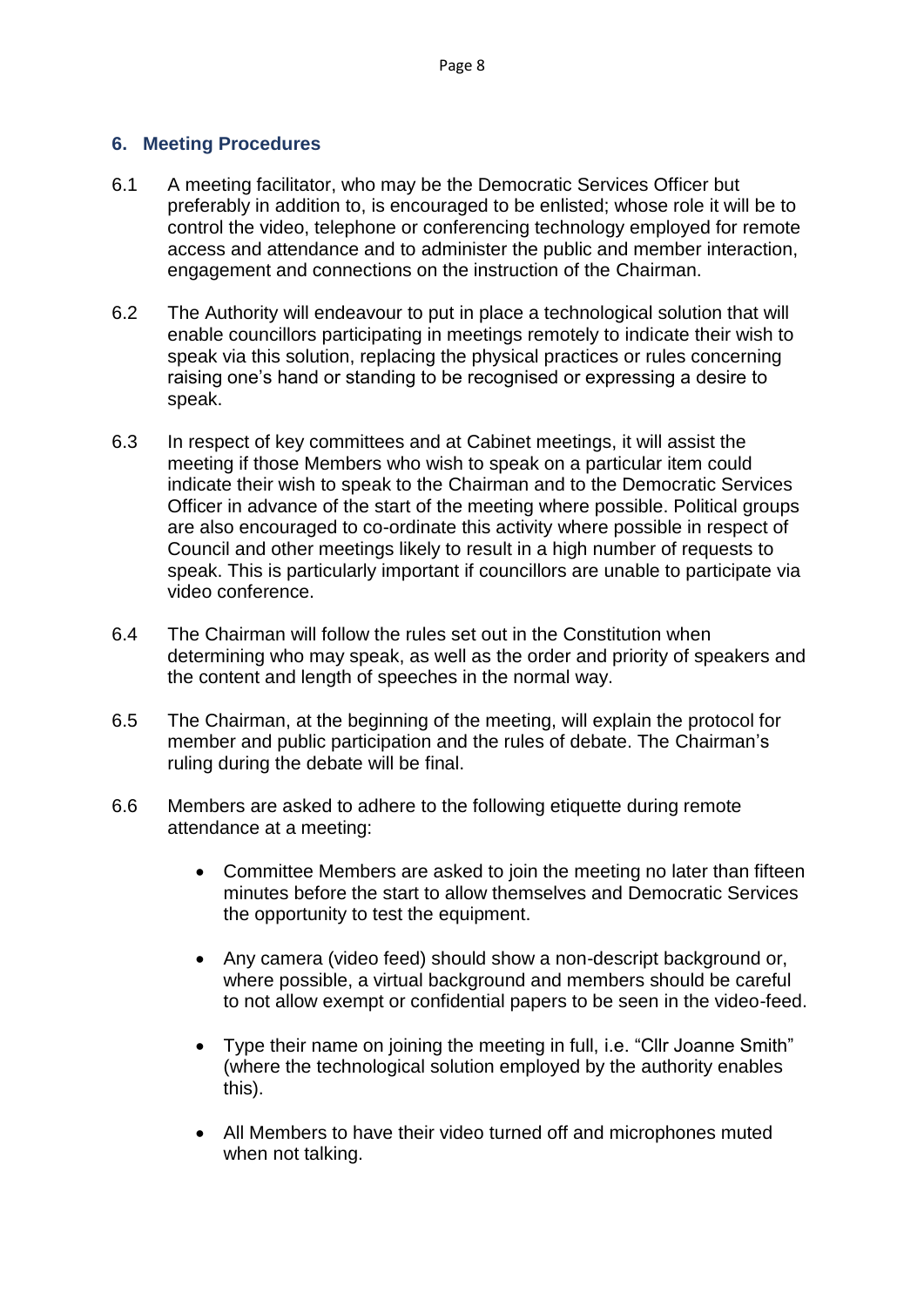## 6. Meeting Procedures

6.1 A meeting facilitator, who may be the Democratic Services Officer but preferably in addition to, is encouraged to be enlisted; whose role it will be to control the video, telephone or conferencing technology employed for remote access and attendance and to administer the public and member interaction, engagement and connections on the instruction of the Chairman.

6.2 The Authority will endeavour to put in place a technological solution that will enable councillors participating in meetings remotely to indicate their wish to speak via this solution, replacing the physical practices or rules concerning raising one's hand or standing to be recognised or expressing a desire to speak.

6.3 In respect of key committees and at Cabinet meetings, it will assist the meeting if those Members who wish to speak on a particular item could indicate their wish to speak to the Chairman and to the Democratic Services Officer in advance of the start of the meeting where possible. Political groups are also encouraged to co-ordinate this activity where possible in respect of Council and other meetings likely to result in a high number of requests to speak. This is particularly important if councillors are unable to participate via video conference.

6.4 The Chairman will follow the rules set out in the Constitution when determining who may speak, as well as the order and priority of speakers and the content and length of speeches in the normal way.

6.5 The Chairman, at the beginning of the meeting, will explain the protocol for member and public participation and the rules of debate. The Chairman's ruling during the debate will be final.

6.6 Members are asked to adhere to the following etiquette during remote attendance at a meeting:

- Committee Members are asked to join the meeting no later than fifteen minutes before the start to allow themselves and Democratic Services the opportunity to test the equipment.
- Any camera (video feed) should show a non-descript background or, where possible, a virtual background and members should be careful to not allow exempt or confidential papers to be seen in the video-feed.
- Type their name on joining the meeting in full, i.e. "Cllr Joanne Smith" (where the technological solution employed by the authority enables this).
- All Members to have their video turned off and microphones muted when not talking.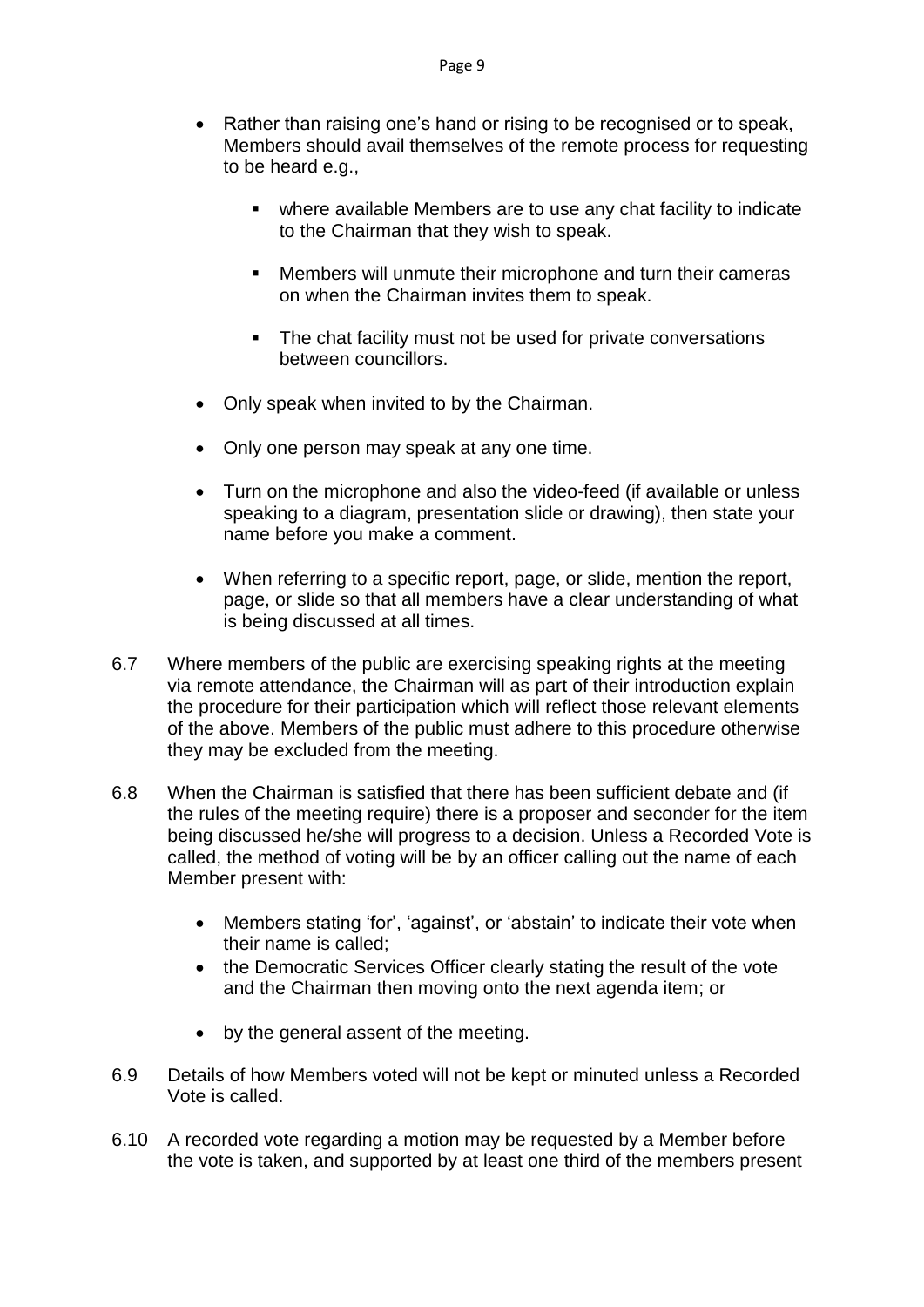- Rather than raising one's hand or rising to be recognised or to speak, Members should avail themselves of the remote process for requesting to be heard e.g.,

    - where available Members are to use any chat facility to indicate to the Chairman that they wish to speak.

    - Members will unmute their microphone and turn their cameras on when the Chairman invites them to speak.

    - The chat facility must not be used for private conversations between councillors.

- Only speak when invited to by the Chairman.

- Only one person may speak at any one time.

- Turn on the microphone and also the video-feed (if available or unless speaking to a diagram, presentation slide or drawing), then state your name before you make a comment.

- When referring to a specific report, page, or slide, mention the report, page, or slide so that all members have a clear understanding of what is being discussed at all times.

6.7 Where members of the public are exercising speaking rights at the meeting via remote attendance, the Chairman will as part of their introduction explain the procedure for their participation which will reflect those relevant elements of the above. Members of the public must adhere to this procedure otherwise they may be excluded from the meeting.

6.8 When the Chairman is satisfied that there has been sufficient debate and (if the rules of the meeting require) there is a proposer and seconder for the item being discussed he/she will progress to a decision. Unless a Recorded Vote is called, the method of voting will be by an officer calling out the name of each Member present with:

- Members stating 'for', 'against', or 'abstain' to indicate their vote when their name is called;
- the Democratic Services Officer clearly stating the result of the vote and the Chairman then moving onto the next agenda item; or

- by the general assent of the meeting.

6.9 Details of how Members voted will not be kept or minuted unless a Recorded Vote is called.

6.10 A recorded vote regarding a motion may be requested by a Member before the vote is taken, and supported by at least one third of the members present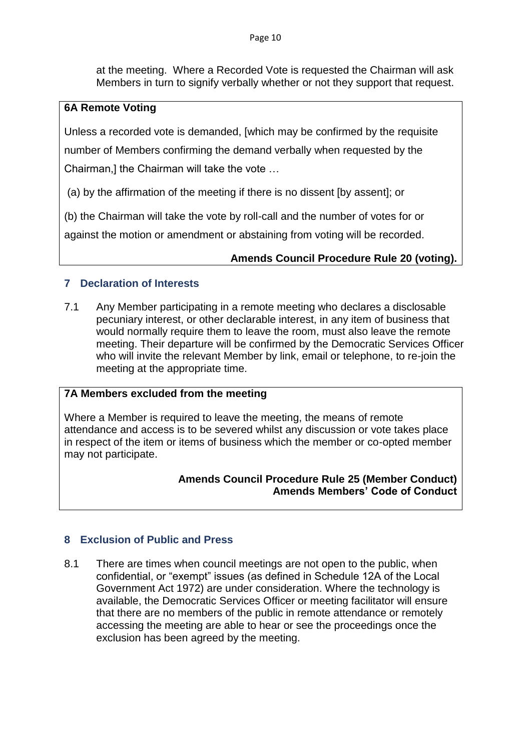at the meeting. Where a Recorded Vote is requested the Chairman will ask Members in turn to signify verbally whether or not they support that request.

**6A Remote Voting**

Unless a recorded vote is demanded, [which may be confirmed by the requisite number of Members confirming the demand verbally when requested by the Chairman,] the Chairman will take the vote …

(a) by the affirmation of the meeting if there is no dissent [by assent]; or

(b) the Chairman will take the vote by roll-call and the number of votes for or against the motion or amendment or abstaining from voting will be recorded.

**Amends Council Procedure Rule 20 (voting).**

## 7 Declaration of Interests

7.1 Any Member participating in a remote meeting who declares a disclosable pecuniary interest, or other declarable interest, in any item of business that would normally require them to leave the room, must also leave the remote meeting. Their departure will be confirmed by the Democratic Services Officer who will invite the relevant Member by link, email or telephone, to re-join the meeting at the appropriate time.

**7A Members excluded from the meeting**

Where a Member is required to leave the meeting, the means of remote attendance and access is to be severed whilst any discussion or vote takes place in respect of the item or items of business which the member or co-opted member may not participate.

**Amends Council Procedure Rule 25 (Member Conduct)**
**Amends Members' Code of Conduct**

## 8 Exclusion of Public and Press

8.1 There are times when council meetings are not open to the public, when confidential, or "exempt" issues (as defined in Schedule 12A of the Local Government Act 1972) are under consideration. Where the technology is available, the Democratic Services Officer or meeting facilitator will ensure that there are no members of the public in remote attendance or remotely accessing the meeting are able to hear or see the proceedings once the exclusion has been agreed by the meeting.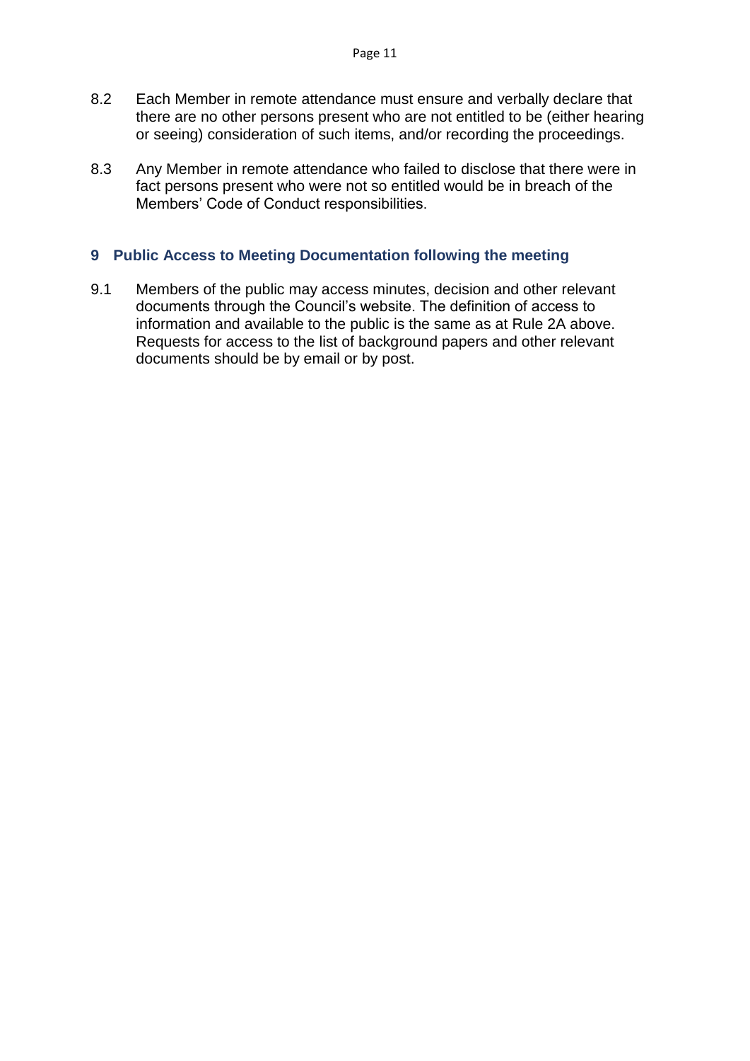8.2 Each Member in remote attendance must ensure and verbally declare that there are no other persons present who are not entitled to be (either hearing or seeing) consideration of such items, and/or recording the proceedings.

8.3 Any Member in remote attendance who failed to disclose that there were in fact persons present who were not so entitled would be in breach of the Members' Code of Conduct responsibilities.

## 9 Public Access to Meeting Documentation following the meeting

9.1 Members of the public may access minutes, decision and other relevant documents through the Council's website. The definition of access to information and available to the public is the same as at Rule 2A above. Requests for access to the list of background papers and other relevant documents should be by email or by post.